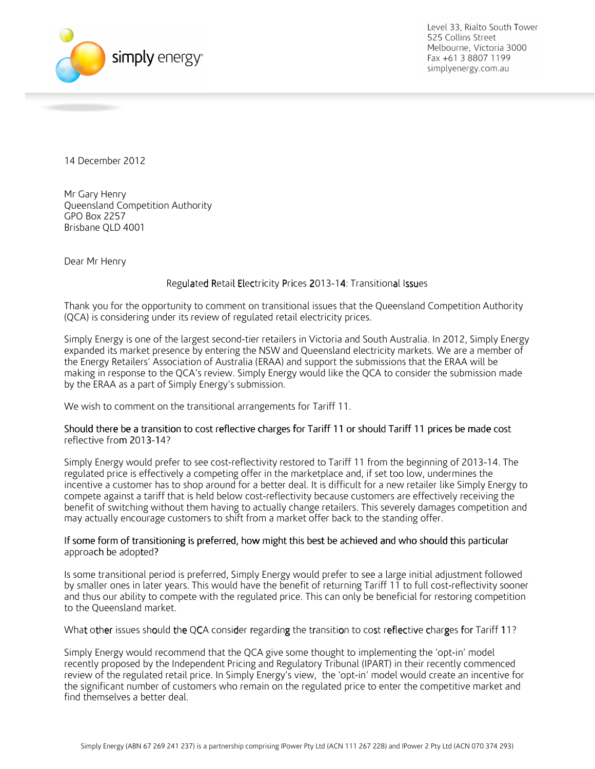Level 33, Rialto South Tower
525 Collins Street
Melbourne, Victoria 3000
Fax +61 3 8807 1199
simplyenergy.com.au

14 December 2012

Mr Gary Henry
Queensland Competition Authority
GPO Box 2257
Brisbane QLD 4001

Dear Mr Henry

**Regulated Retail Electricity Prices 2013-14: Transitional Issues**

Thank you for the opportunity to comment on transitional issues that the Queensland Competition Authority (QCA) is considering under its review of regulated retail electricity prices.

Simply Energy is one of the largest second-tier retailers in Victoria and South Australia. In 2012, Simply Energy expanded its market presence by entering the NSW and Queensland electricity markets. We are a member of the Energy Retailers' Association of Australia (ERAA) and support the submissions that the ERAA will be making in response to the QCA's review. Simply Energy would like the QCA to consider the submission made by the ERAA as a part of Simply Energy's submission.

We wish to comment on the transitional arrangements for Tariff 11.

**Should there be a transition to cost reflective charges for Tariff 11 or should Tariff 11 prices be made cost reflective from 2013-14?**

Simply Energy would prefer to see cost-reflectivity restored to Tariff 11 from the beginning of 2013-14. The regulated price is effectively a competing offer in the marketplace and, if set too low, undermines the incentive a customer has to shop around for a better deal. It is difficult for a new retailer like Simply Energy to compete against a tariff that is held below cost-reflectivity because customers are effectively receiving the benefit of switching without them having to actually change retailers. This severely damages competition and may actually encourage customers to shift from a market offer back to the standing offer.

**If some form of transitioning is preferred, how might this best be achieved and who should this particular approach be adopted?**

Is some transitional period is preferred, Simply Energy would prefer to see a large initial adjustment followed by smaller ones in later years. This would have the benefit of returning Tariff 11 to full cost-reflectivity sooner and thus our ability to compete with the regulated price. This can only be beneficial for restoring competition to the Queensland market.

**What other issues should the QCA consider regarding the transition to cost reflective charges for Tariff 11?**

Simply Energy would recommend that the QCA give some thought to implementing the 'opt-in' model recently proposed by the Independent Pricing and Regulatory Tribunal (IPART) in their recently commenced review of the regulated retail price. In Simply Energy's view, the 'opt-in' model would create an incentive for the significant number of customers who remain on the regulated price to enter the competitive market and find themselves a better deal.

Simply Energy (ABN 67 269 241 237) is a partnership comprising IPower Pty Ltd (ACN 111 267 228) and IPower 2 Pty Ltd (ACN 070 374 293)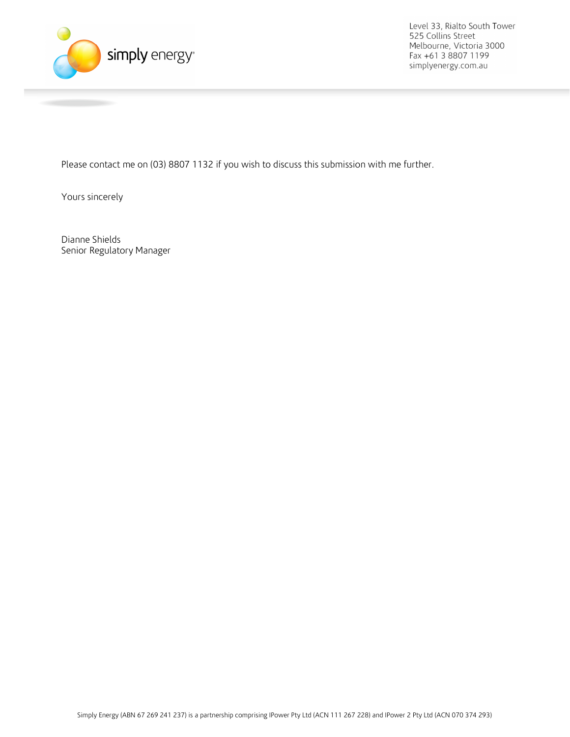Please contact me on (03) 8807 1132 if you wish to discuss this submission with me further.

Yours sincerely

Dianne Shields
Senior Regulatory Manager